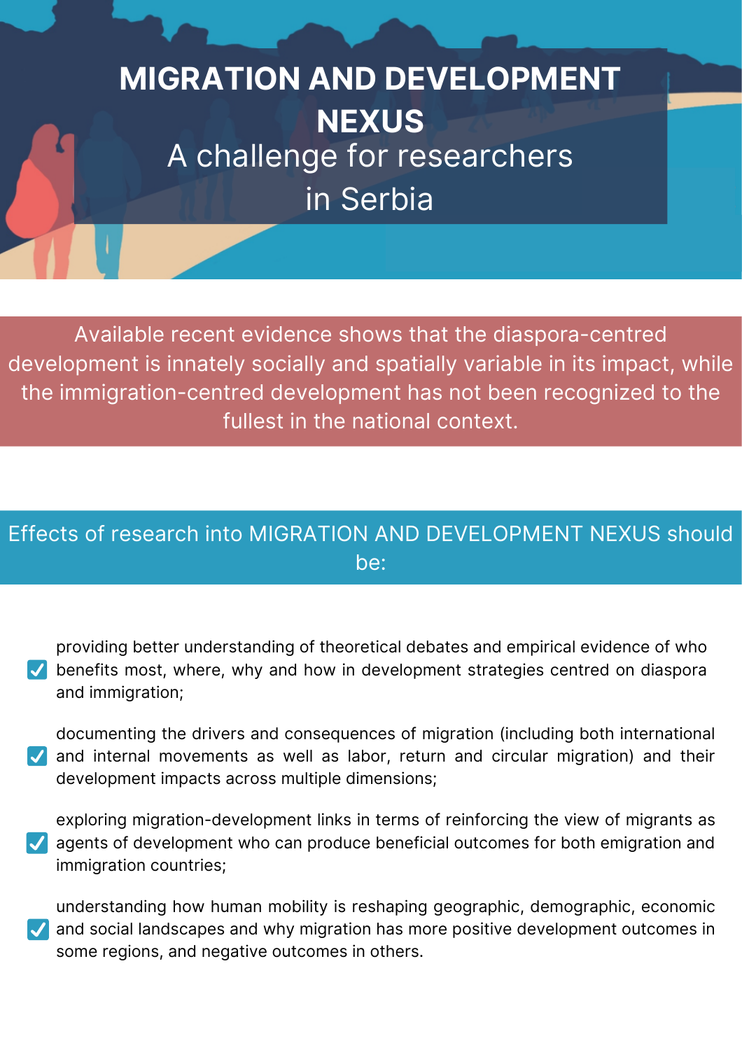# MIGRATION AND DEVELOPMENT NEXUS

## A challenge for researchers in Serbia

Available recent evidence shows that the diaspora-centred development is innately socially and spatially variable in its impact, while the immigration-centred development has not been recognized to the fullest in the national context.

## Effects of research into MIGRATION AND DEVELOPMENT NEXUS should be:

- providing better understanding of theoretical debates and empirical evidence of who benefits most, where, why and how in development strategies centred on diaspora and immigration;
- documenting the drivers and consequences of migration (including both international and internal movements as well as labor, return and circular migration) and their development impacts across multiple dimensions;
- exploring migration-development links in terms of reinforcing the view of migrants as agents of development who can produce beneficial outcomes for both emigration and immigration countries;
- understanding how human mobility is reshaping geographic, demographic, economic and social landscapes and why migration has more positive development outcomes in some regions, and negative outcomes in others.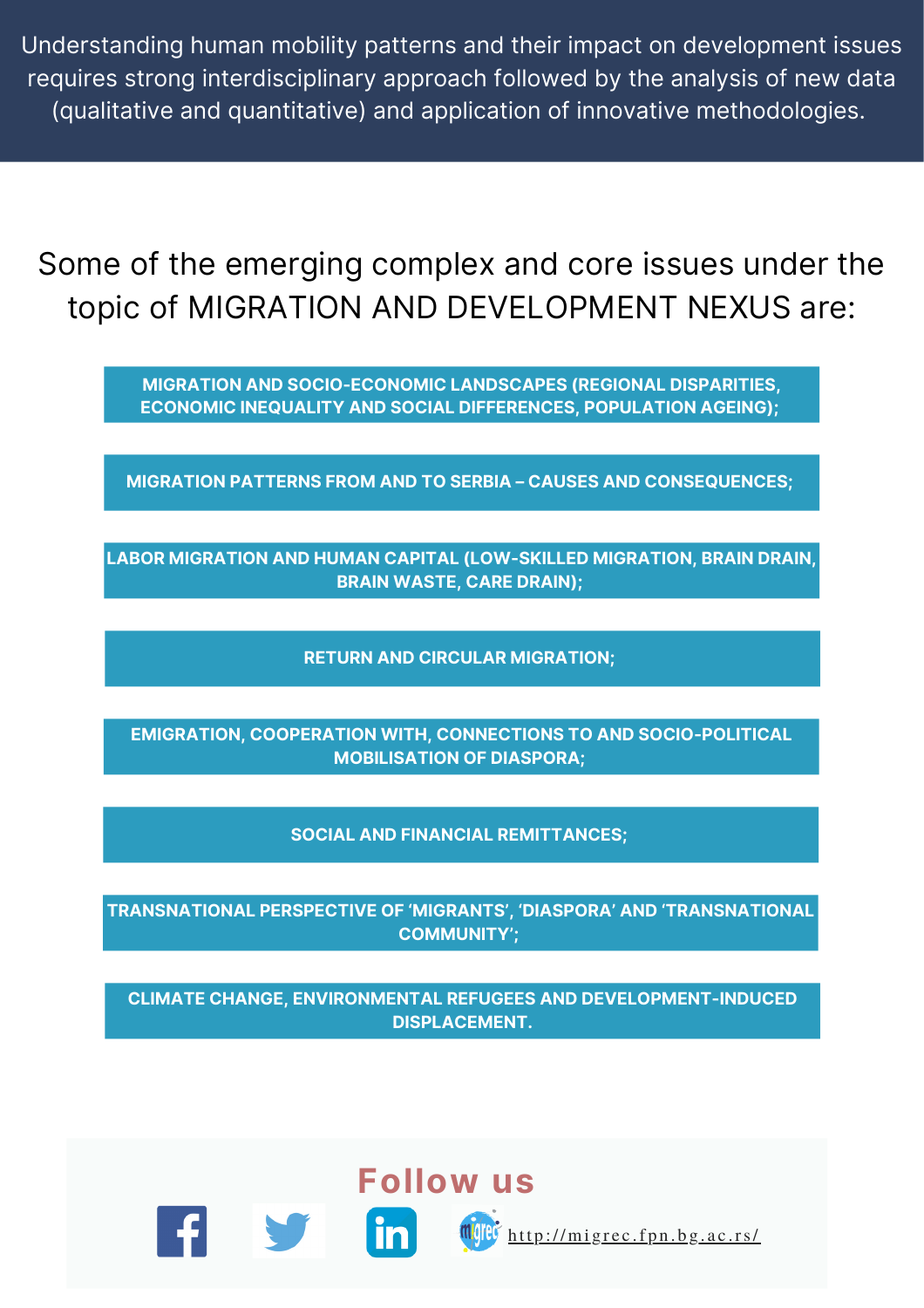Understanding human mobility patterns and their impact on development issues requires strong interdisciplinary approach followed by the analysis of new data (qualitative and quantitative) and application of innovative methodologies.

## Some of the emerging complex and core issues under the topic of MIGRATION AND DEVELOPMENT NEXUS are:

- **MIGRATION AND SOCIO-ECONOMIC LANDSCAPES (REGIONAL DISPARITIES, ECONOMIC INEQUALITY AND SOCIAL DIFFERENCES, POPULATION AGEING);**
- **MIGRATION PATTERNS FROM AND TO SERBIA – CAUSES AND CONSEQUENCES;**
- **LABOR MIGRATION AND HUMAN CAPITAL (LOW-SKILLED MIGRATION, BRAIN DRAIN, BRAIN WASTE, CARE DRAIN);**
- **RETURN AND CIRCULAR MIGRATION;**
- **EMIGRATION, COOPERATION WITH, CONNECTIONS TO AND SOCIO-POLITICAL MOBILISATION OF DIASPORA;**
- **SOCIAL AND FINANCIAL REMITTANCES;**
- **TRANSNATIONAL PERSPECTIVE OF 'MIGRANTS', 'DIASPORA' AND 'TRANSNATIONAL COMMUNITY';**
- **CLIMATE CHANGE, ENVIRONMENTAL REFUGEES AND DEVELOPMENT-INDUCED DISPLACEMENT.**

## Follow us

http://migrec.fpn.bg.ac.rs/